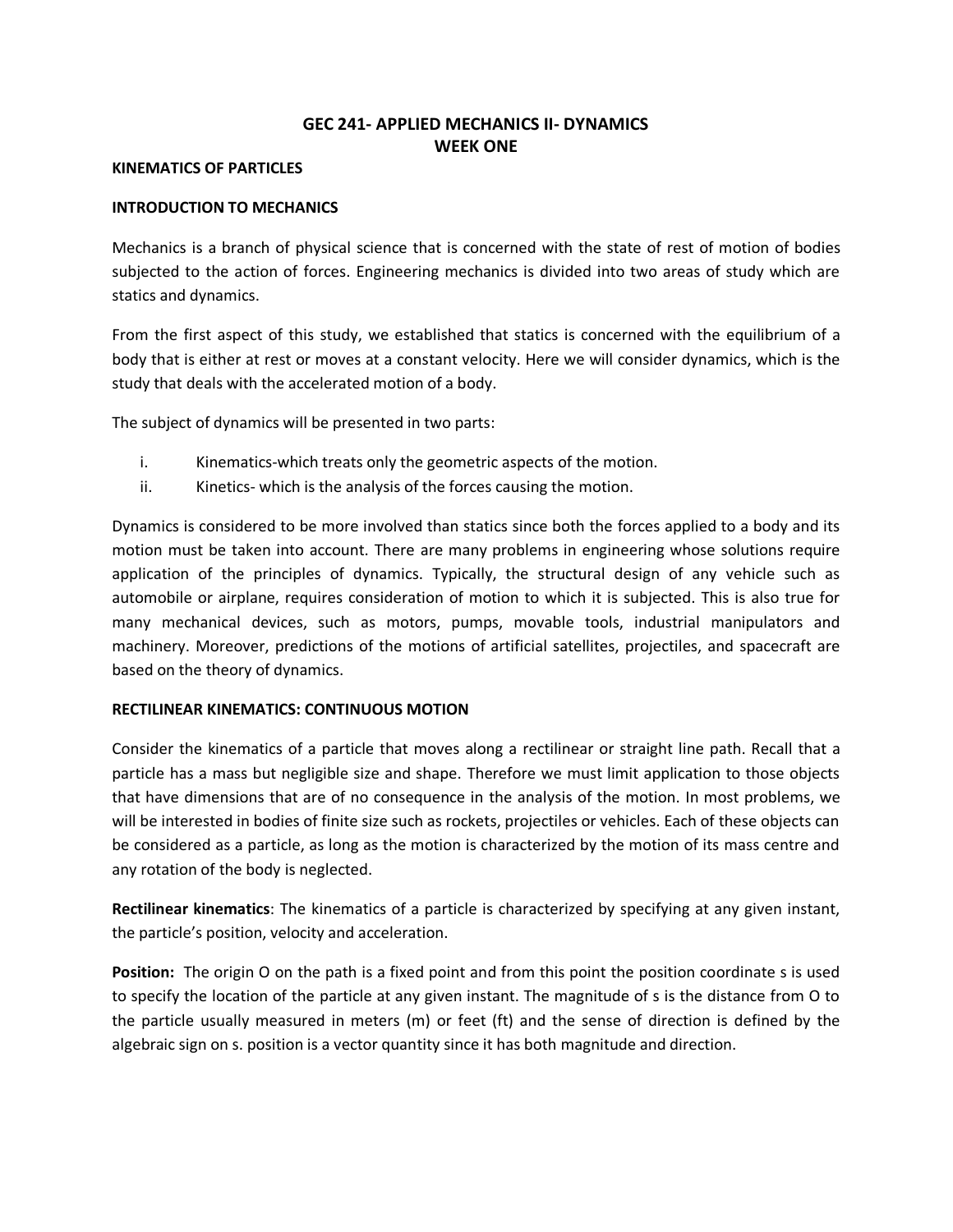# GEC 241- APPLIED MECHANICS II- DYNAMICS
## WEEK ONE

**KINEMATICS OF PARTICLES**

**INTRODUCTION TO MECHANICS**

Mechanics is a branch of physical science that is concerned with the state of rest of motion of bodies subjected to the action of forces. Engineering mechanics is divided into two areas of study which are statics and dynamics.

From the first aspect of this study, we established that statics is concerned with the equilibrium of a body that is either at rest or moves at a constant velocity. Here we will consider dynamics, which is the study that deals with the accelerated motion of a body.

The subject of dynamics will be presented in two parts:

i. Kinematics-which treats only the geometric aspects of the motion.
ii. Kinetics- which is the analysis of the forces causing the motion.

Dynamics is considered to be more involved than statics since both the forces applied to a body and its motion must be taken into account. There are many problems in engineering whose solutions require application of the principles of dynamics. Typically, the structural design of any vehicle such as automobile or airplane, requires consideration of motion to which it is subjected. This is also true for many mechanical devices, such as motors, pumps, movable tools, industrial manipulators and machinery. Moreover, predictions of the motions of artificial satellites, projectiles, and spacecraft are based on the theory of dynamics.

**RECTILINEAR KINEMATICS: CONTINUOUS MOTION**

Consider the kinematics of a particle that moves along a rectilinear or straight line path. Recall that a particle has a mass but negligible size and shape. Therefore we must limit application to those objects that have dimensions that are of no consequence in the analysis of the motion. In most problems, we will be interested in bodies of finite size such as rockets, projectiles or vehicles. Each of these objects can be considered as a particle, as long as the motion is characterized by the motion of its mass centre and any rotation of the body is neglected.

**Rectilinear kinematics**: The kinematics of a particle is characterized by specifying at any given instant, the particle's position, velocity and acceleration.

**Position:** The origin O on the path is a fixed point and from this point the position coordinate s is used to specify the location of the particle at any given instant. The magnitude of s is the distance from O to the particle usually measured in meters (m) or feet (ft) and the sense of direction is defined by the algebraic sign on s. position is a vector quantity since it has both magnitude and direction.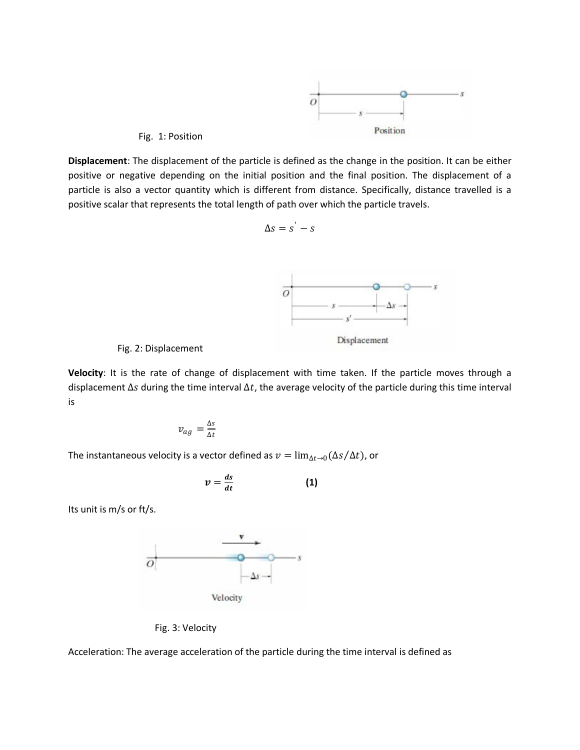Fig. 1: Position

**Displacement**: The displacement of the particle is defined as the change in the position. It can be either positive or negative depending on the initial position and the final position. The displacement of a particle is also a vector quantity which is different from distance. Specifically, distance travelled is a positive scalar that represents the total length of path over which the particle travels.

$$\Delta s = s' - s$$

Fig. 2: Displacement

**Velocity**: It is the rate of change of displacement with time taken. If the particle moves through a displacement $\Delta s$ during the time interval $\Delta t$, the average velocity of the particle during this time interval is

$$v_{ag} = \frac{\Delta s}{\Delta t}$$

The instantaneous velocity is a vector defined as $v = \lim_{\Delta t \to 0}(\Delta s / \Delta t)$, or

$$v = \frac{ds}{dt} \qquad \textbf{(1)}$$

Its unit is m/s or ft/s.

Fig. 3: Velocity

Acceleration: The average acceleration of the particle during the time interval is defined as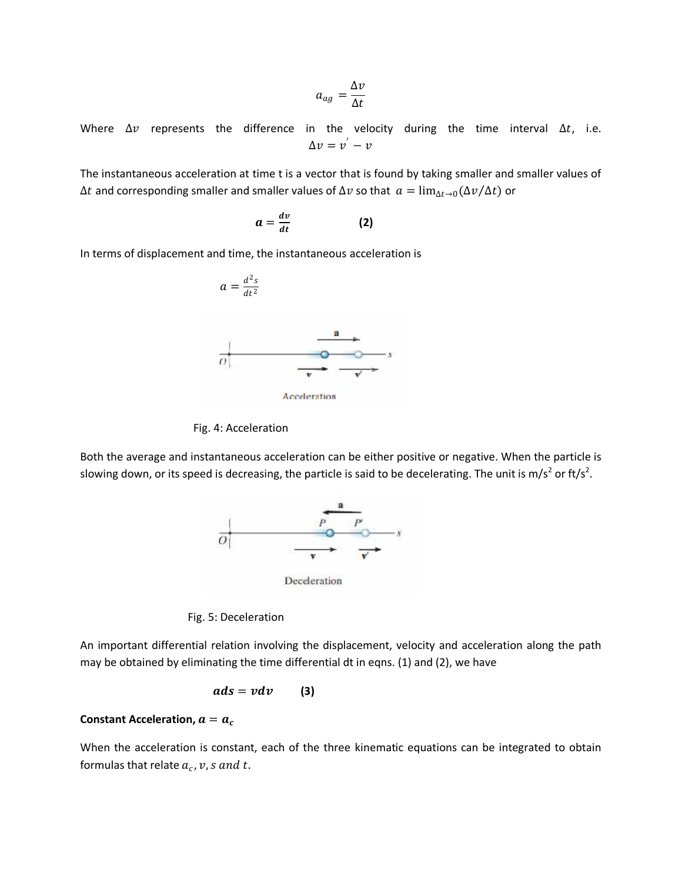$$a_{ag} = \frac{\Delta v}{\Delta t}$$

Where $\Delta v$ represents the difference in the velocity during the time interval $\Delta t$, i.e.

$$\Delta v = v' - v$$

The instantaneous acceleration at time t is a vector that is found by taking smaller and smaller values of $\Delta t$ and corresponding smaller and smaller values of $\Delta v$ so that $a = \lim_{\Delta t \to 0}(\Delta v/\Delta t)$ or

$$\boldsymbol{a} = \frac{\boldsymbol{dv}}{\boldsymbol{dt}} \qquad \textbf{(2)}$$

In terms of displacement and time, the instantaneous acceleration is

$$a = \frac{d^2 s}{dt^2}$$

Fig. 4: Acceleration

Both the average and instantaneous acceleration can be either positive or negative. When the particle is slowing down, or its speed is decreasing, the particle is said to be decelerating. The unit is m/s$^2$ or ft/s$^2$.

Fig. 5: Deceleration

An important differential relation involving the displacement, velocity and acceleration along the path may be obtained by eliminating the time differential dt in eqns. (1) and (2), we have

$$\boldsymbol{ads} = \boldsymbol{vdv} \qquad \textbf{(3)}$$

**Constant Acceleration, $a = a_c$**

When the acceleration is constant, each of the three kinematic equations can be integrated to obtain formulas that relate $a_c, v, s \text{ and } t$.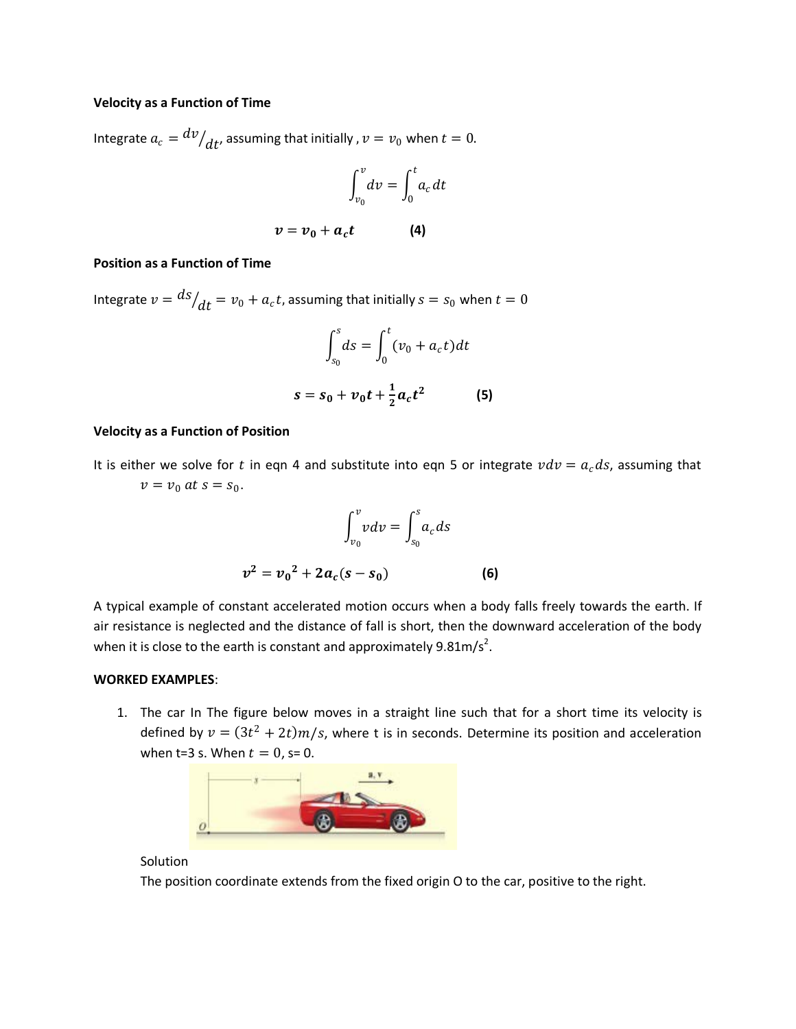**Velocity as a Function of Time**

Integrate $a_c = {dv}/_{dt}$, assuming that initially , $v = v_0$ when $t = 0$.

$$\int_{v_0}^{v} dv = \int_{0}^{t} a_c \, dt$$

$$\boldsymbol{v = v_0 + a_c t} \qquad \textbf{(4)}$$

**Position as a Function of Time**

Integrate $v = {ds}/_{dt} = v_0 + a_c t$, assuming that initially $s = s_0$ when $t = 0$

$$\int_{s_0}^{s} ds = \int_{0}^{t} (v_0 + a_c t) dt$$

$$\boldsymbol{s = s_0 + v_0 t + \frac{1}{2} a_c t^2} \qquad \textbf{(5)}$$

**Velocity as a Function of Position**

It is either we solve for $t$ in eqn 4 and substitute into eqn 5 or integrate $v dv = a_c ds$, assuming that $v = v_0 \text{ at } s = s_0$.

$$\int_{v_0}^{v} v dv = \int_{s_0}^{s} a_c ds$$

$$\boldsymbol{v^2 = {v_0}^2 + 2a_c (s - s_0)} \qquad \textbf{(6)}$$

A typical example of constant accelerated motion occurs when a body falls freely towards the earth. If air resistance is neglected and the distance of fall is short, then the downward acceleration of the body when it is close to the earth is constant and approximately 9.81m/s$^2$.

**WORKED EXAMPLES**:

1. The car In The figure below moves in a straight line such that for a short time its velocity is defined by $v = (3t^2 + 2t) m/s$, where t is in seconds. Determine its position and acceleration when t=3 s. When $t = 0$, s= 0.

   Solution

   The position coordinate extends from the fixed origin O to the car, positive to the right.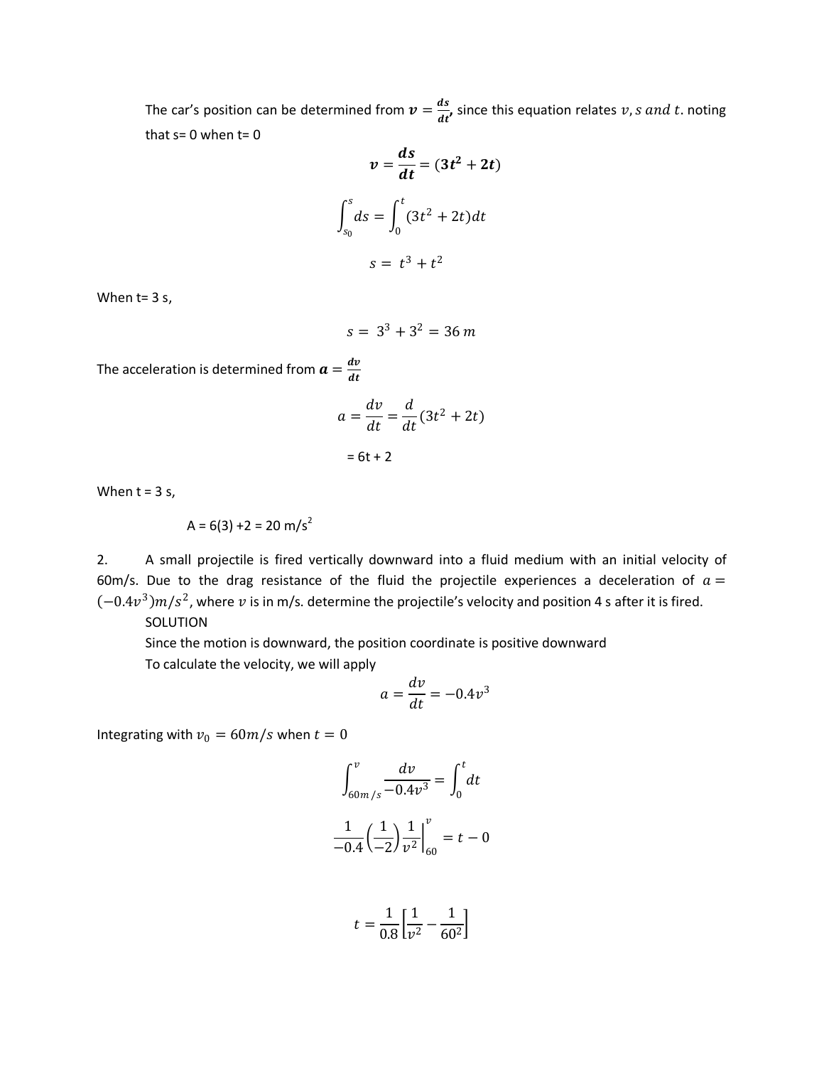The car's position can be determined from $\boldsymbol{v} = \frac{\boldsymbol{ds}}{\boldsymbol{dt}}$, since this equation relates $v, s$ $and$ $t$. noting that s= 0 when t= 0

$$\boldsymbol{v} = \frac{\boldsymbol{ds}}{\boldsymbol{dt}} = (\boldsymbol{3t^2} + \boldsymbol{2t})$$

$$\int_{s_0}^{s} ds = \int_{0}^{t} (3t^2 + 2t)dt$$

$$s = t^3 + t^2$$

When t= 3 s,

$$s = 3^3 + 3^2 = 36\, m$$

The acceleration is determined from $\boldsymbol{a} = \frac{\boldsymbol{dv}}{\boldsymbol{dt}}$

$$a = \frac{dv}{dt} = \frac{d}{dt}(3t^2 + 2t)$$

$$= 6t + 2$$

When t = 3 s,

A = 6(3) +2 = 20 m/s$^2$

2. A small projectile is fired vertically downward into a fluid medium with an initial velocity of 60m/s. Due to the drag resistance of the fluid the projectile experiences a deceleration of $a = (-0.4v^3)m/s^2$, where $v$ is in m/s. determine the projectile's velocity and position 4 s after it is fired.

SOLUTION

Since the motion is downward, the position coordinate is positive downward

To calculate the velocity, we will apply

$$a = \frac{dv}{dt} = -0.4v^3$$

Integrating with $v_0 = 60m/s$ when $t = 0$

$$\int_{60m/s}^{v} \frac{dv}{-0.4v^3} = \int_{0}^{t} dt$$

$$\frac{1}{-0.4}\left(\frac{1}{-2}\right)\frac{1}{v^2}\Big|_{60}^{v} = t - 0$$

$$t = \frac{1}{0.8}\left[\frac{1}{v^2} - \frac{1}{60^2}\right]$$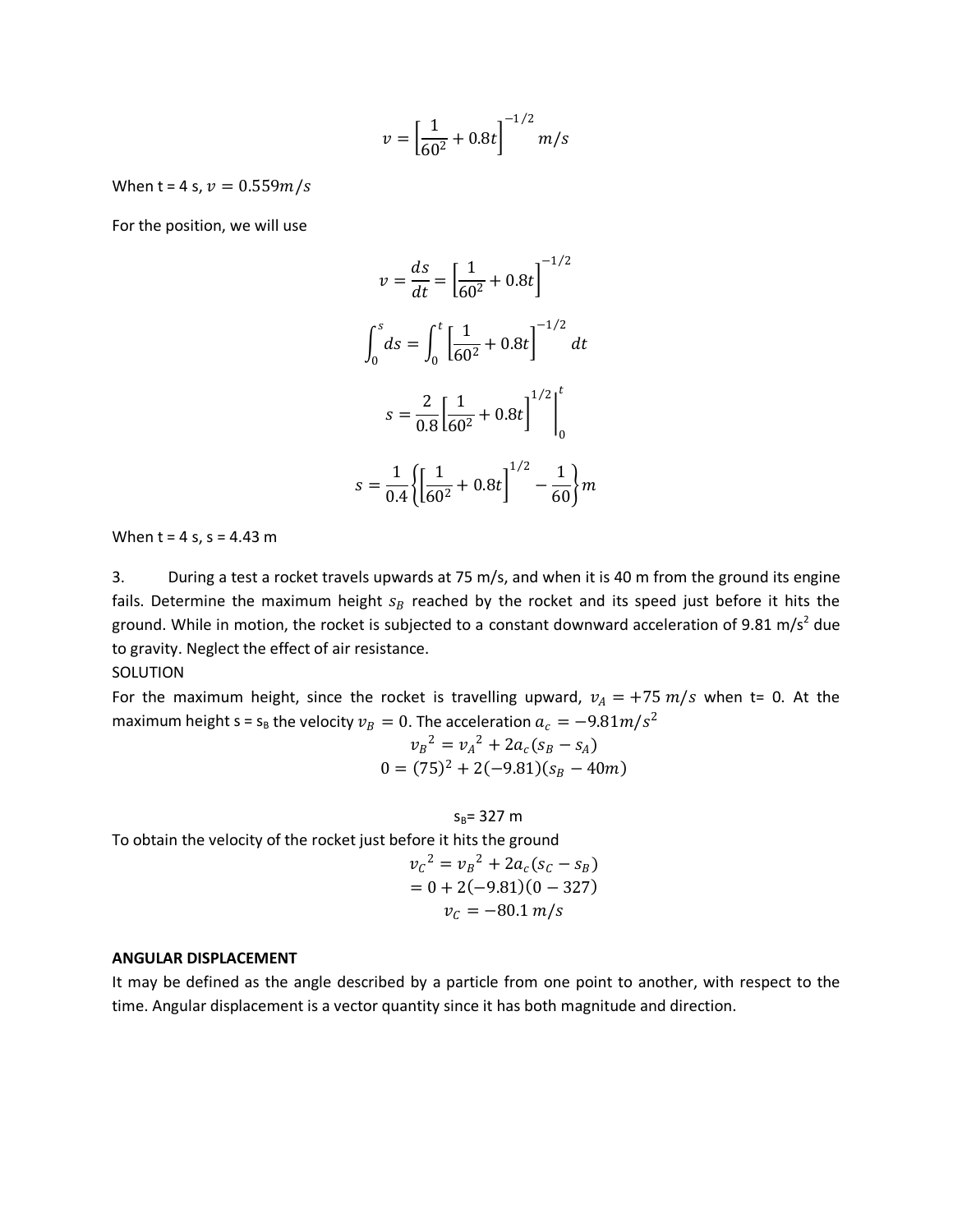$$v = \left[\frac{1}{60^2} + 0.8t\right]^{-1/2} \; m/s$$

When t = 4 s, $v = 0.559 m/s$

For the position, we will use

$$v = \frac{ds}{dt} = \left[\frac{1}{60^2} + 0.8t\right]^{-1/2}$$

$$\int_0^s ds = \int_0^t \left[\frac{1}{60^2} + 0.8t\right]^{-1/2} dt$$

$$s = \frac{2}{0.8}\left[\frac{1}{60^2} + 0.8t\right]^{1/2}\Bigg|_0^t$$

$$s = \frac{1}{0.4}\left\{\left[\frac{1}{60^2} + 0.8t\right]^{1/2} - \frac{1}{60}\right\} m$$

When t = 4 s, s = 4.43 m

3. During a test a rocket travels upwards at 75 m/s, and when it is 40 m from the ground its engine fails. Determine the maximum height $s_B$ reached by the rocket and its speed just before it hits the ground. While in motion, the rocket is subjected to a constant downward acceleration of 9.81 m/s$^2$ due to gravity. Neglect the effect of air resistance.

SOLUTION

For the maximum height, since the rocket is travelling upward, $v_A = +75\ m/s$ when t= 0. At the maximum height s = $s_B$ the velocity $v_B = 0$. The acceleration $a_c = -9.81 m/s^2$

$$v_B{}^2 = v_A{}^2 + 2a_c(s_B - s_A)$$

$$0 = (75)^2 + 2(-9.81)(s_B - 40m)$$

$$s_B = 327 \text{ m}$$

To obtain the velocity of the rocket just before it hits the ground

$$v_C{}^2 = v_B{}^2 + 2a_c(s_C - s_B)$$

$$= 0 + 2(-9.81)(0 - 327)$$

$$v_C = -80.1\ m/s$$

**ANGULAR DISPLACEMENT**

It may be defined as the angle described by a particle from one point to another, with respect to the time. Angular displacement is a vector quantity since it has both magnitude and direction.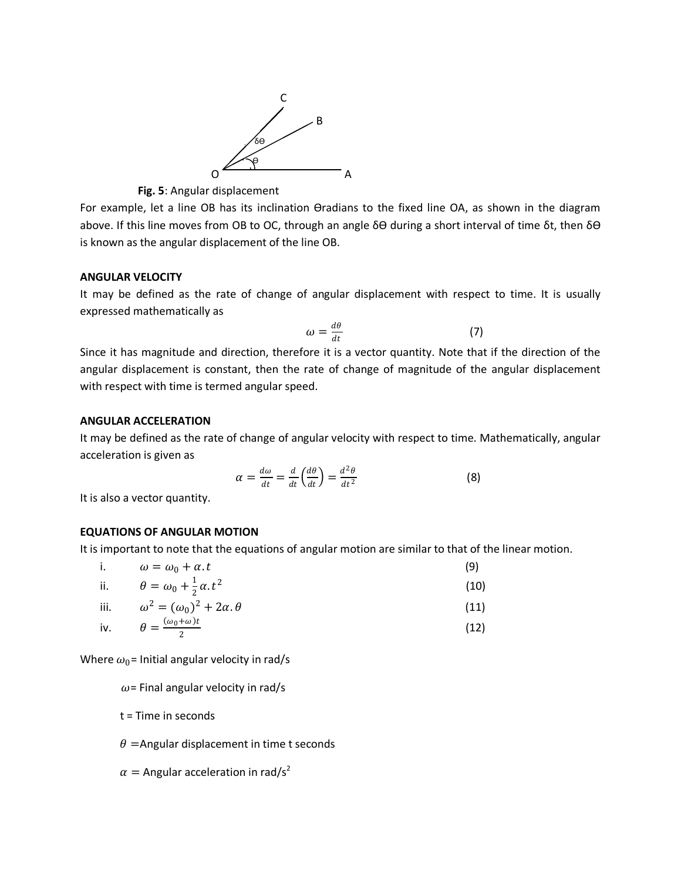**Fig. 5**: Angular displacement

For example, let a line OB has its inclination Θradians to the fixed line OA, as shown in the diagram above. If this line moves from OB to OC, through an angle δΘ during a short interval of time δt, then δΘ is known as the angular displacement of the line OB.

**ANGULAR VELOCITY**

It may be defined as the rate of change of angular displacement with respect to time. It is usually expressed mathematically as

$$\omega = \frac{d\theta}{dt} \qquad (7)$$

Since it has magnitude and direction, therefore it is a vector quantity. Note that if the direction of the angular displacement is constant, then the rate of change of magnitude of the angular displacement with respect with time is termed angular speed.

**ANGULAR ACCELERATION**

It may be defined as the rate of change of angular velocity with respect to time. Mathematically, angular acceleration is given as

$$\alpha = \frac{d\omega}{dt} = \frac{d}{dt}\left(\frac{d\theta}{dt}\right) = \frac{d^2\theta}{dt^2} \qquad (8)$$

It is also a vector quantity.

**EQUATIONS OF ANGULAR MOTION**

It is important to note that the equations of angular motion are similar to that of the linear motion.

i. $\omega = \omega_0 + \alpha . t$ (9)

ii. $\theta = \omega_0 + \frac{1}{2}\alpha . t^2$ (10)

iii. $\omega^2 = (\omega_0)^2 + 2\alpha . \theta$ (11)

iv. $\theta = \frac{(\omega_0 + \omega)t}{2}$ (12)

Where $\omega_0$= Initial angular velocity in rad/s

$\omega$= Final angular velocity in rad/s

t = Time in seconds

$\theta$ =Angular displacement in time t seconds

$\alpha$ = Angular acceleration in rad/s$^2$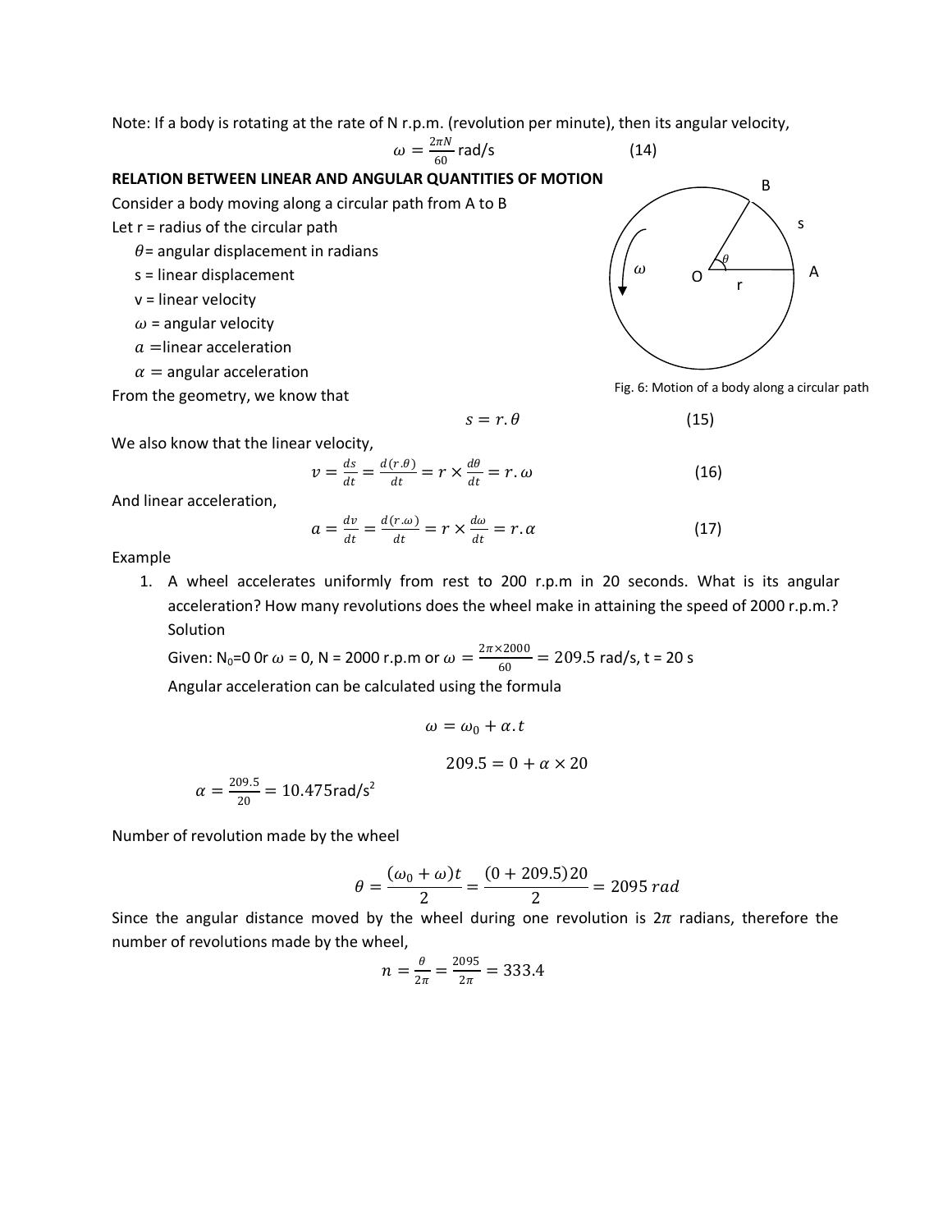Note: If a body is rotating at the rate of N r.p.m. (revolution per minute), then its angular velocity,

$$\omega = \frac{2\pi N}{60} \text{ rad/s} \qquad (14)$$

**RELATION BETWEEN LINEAR AND ANGULAR QUANTITIES OF MOTION**

Consider a body moving along a circular path from A to B

Let r = radius of the circular path

$\theta$ = angular displacement in radians

s = linear displacement

v = linear velocity

$\omega$ = angular velocity

$a$ = linear acceleration

$\alpha$ = angular acceleration

Fig. 6: Motion of a body along a circular path

From the geometry, we know that

$$s = r.\theta \qquad (15)$$

We also know that the linear velocity,

$$v = \frac{ds}{dt} = \frac{d(r.\theta)}{dt} = r \times \frac{d\theta}{dt} = r.\omega \qquad (16)$$

And linear acceleration,

$$a = \frac{dv}{dt} = \frac{d(r.\omega)}{dt} = r \times \frac{d\omega}{dt} = r.\alpha \qquad (17)$$

Example

1. A wheel accelerates uniformly from rest to 200 r.p.m in 20 seconds. What is its angular acceleration? How many revolutions does the wheel make in attaining the speed of 2000 r.p.m.?

   Solution

   Given: $N_0$=0 0r $\omega$ = 0, N = 2000 r.p.m or $\omega = \frac{2\pi \times 2000}{60} = 209.5$ rad/s, t = 20 s

   Angular acceleration can be calculated using the formula

$$\omega = \omega_0 + \alpha.t$$

$$209.5 = 0 + \alpha \times 20$$

$$\alpha = \frac{209.5}{20} = 10.475 \text{rad/s}^2$$

Number of revolution made by the wheel

$$\theta = \frac{(\omega_0 + \omega)t}{2} = \frac{(0 + 209.5)20}{2} = 2095\, rad$$

Since the angular distance moved by the wheel during one revolution is $2\pi$ radians, therefore the number of revolutions made by the wheel,

$$n = \frac{\theta}{2\pi} = \frac{2095}{2\pi} = 333.4$$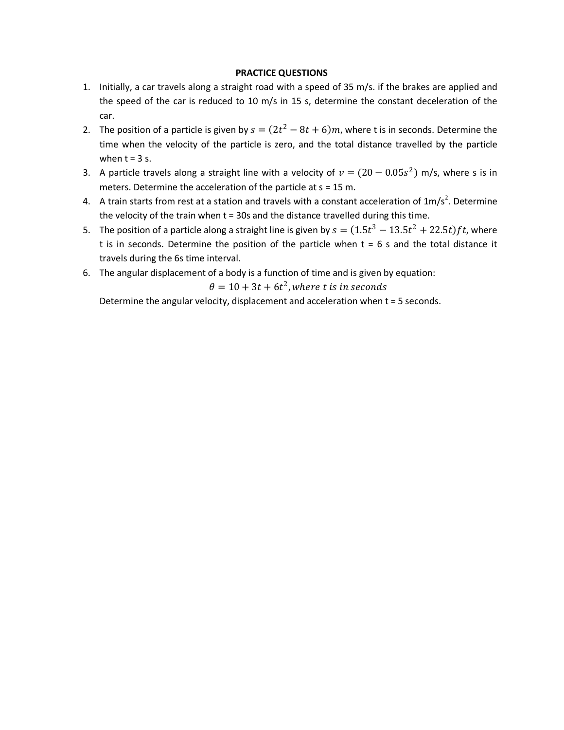**PRACTICE QUESTIONS**

1. Initially, a car travels along a straight road with a speed of 35 m/s. if the brakes are applied and the speed of the car is reduced to 10 m/s in 15 s, determine the constant deceleration of the car.
2. The position of a particle is given by $s = (2t^2 - 8t + 6)m$, where t is in seconds. Determine the time when the velocity of the particle is zero, and the total distance travelled by the particle when t = 3 s.
3. A particle travels along a straight line with a velocity of $v = (20 - 0.05s^2)$ m/s, where s is in meters. Determine the acceleration of the particle at s = 15 m.
4. A train starts from rest at a station and travels with a constant acceleration of $1\text{m/s}^2$. Determine the velocity of the train when t = 30s and the distance travelled during this time.
5. The position of a particle along a straight line is given by $s = (1.5t^3 - 13.5t^2 + 22.5t)ft$, where t is in seconds. Determine the position of the particle when t = 6 s and the total distance it travels during the 6s time interval.
6. The angular displacement of a body is a function of time and is given by equation:

$$\theta = 10 + 3t + 6t^2, where\ t\ is\ in\ seconds$$

Determine the angular velocity, displacement and acceleration when t = 5 seconds.